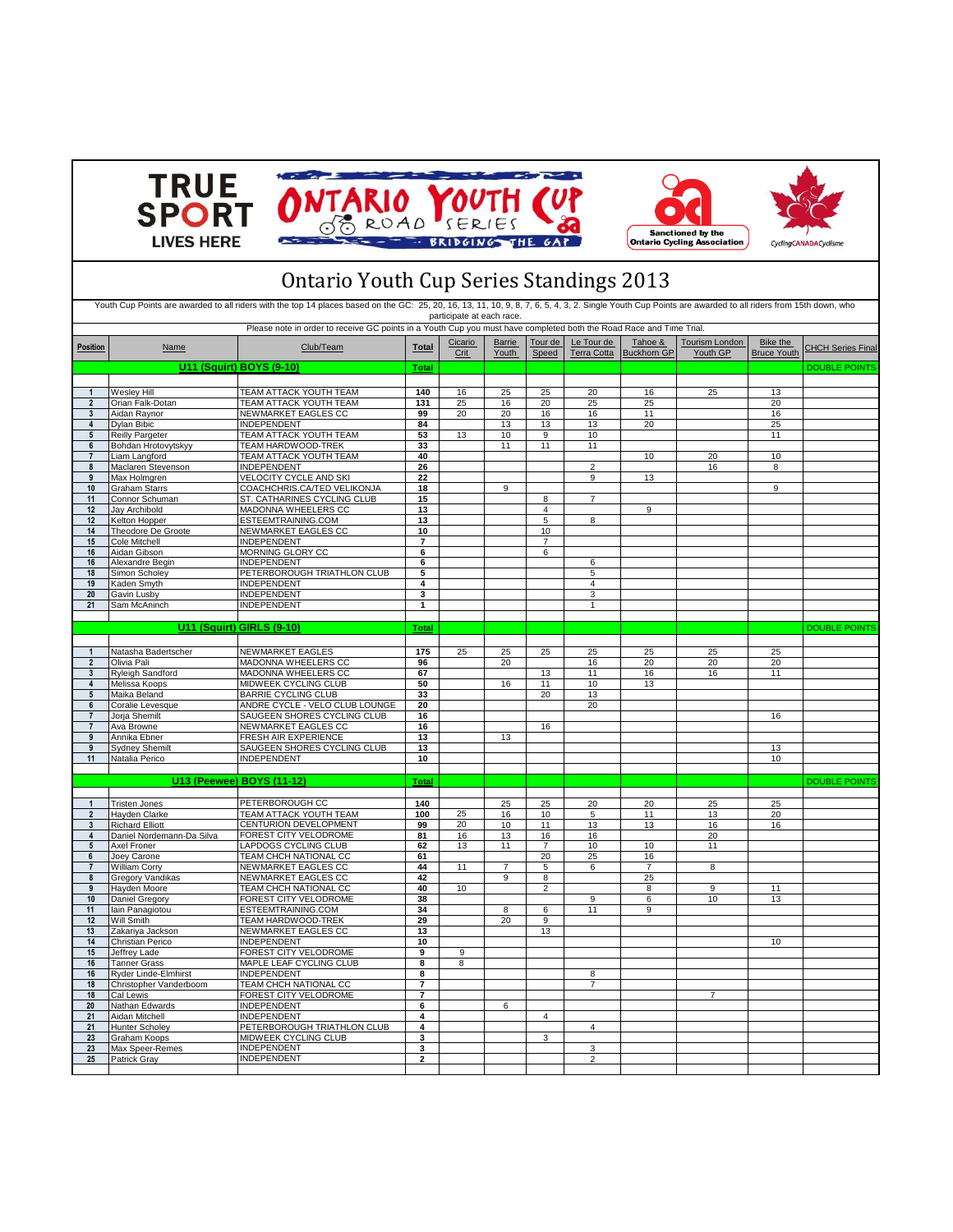TRUE SPORT LIVES HERE — ONTARIO YOUTH CUP ROAD SERIES — BRIDGING THE GAP — Sanctioned by the Ontario Cycling Association — CyclingCANADACyclisme

# Ontario Youth Cup Series Standings 2013

Youth Cup Points are awarded to all riders with the top 14 places based on the GC: 25, 20, 16, 13, 11, 10, 9, 8, 7, 6, 5, 4, 3, 2. Single Youth Cup Points are awarded to all riders from 15th down, who participate at each race.

Please note in order to receive GC points in a Youth Cup you must have completed both the Road Race and Time Trial.

| Position | Name | Club/Team | Total | Cicario Crit | Barrie Youth | Tour de Speed | Le Tour de Terra Cotta | Tahoe & Buckhorn GP | Tourism London Youth GP | Bike the Bruce Youth | CHCH Series Final |
|---|---|---|---|---|---|---|---|---|---|---|---|
| | **U11 (Squirt) BOYS (9-10)** | | **Total** | | | | | | | | DOUBLE POINTS |
| 1 | Wesley Hill | TEAM ATTACK YOUTH TEAM | 140 | 16 | 25 | 25 | 20 | 16 | 25 | 13 | |
| 2 | Orian Falk-Dotan | TEAM ATTACK YOUTH TEAM | 131 | 25 | 16 | 20 | 25 | 25 | | 20 | |
| 3 | Aidan Raynor | NEWMARKET EAGLES CC | 99 | 20 | 20 | 16 | 16 | 11 | | 16 | |
| 4 | Dylan Bibic | INDEPENDENT | 84 | | 13 | 13 | 13 | 20 | | 25 | |
| 5 | Reilly Pargeter | TEAM ATTACK YOUTH TEAM | 53 | 13 | 10 | 9 | 10 | | | 11 | |
| 6 | Bohdan Hrotovytskyy | TEAM HARDWOOD-TREK | 33 | | 11 | 11 | 11 | | | | |
| 7 | Liam Langford | TEAM ATTACK YOUTH TEAM | 40 | | | | | 10 | 20 | 10 | |
| 8 | Maclaren Stevenson | INDEPENDENT | 26 | | | | 2 | | 16 | 8 | |
| 9 | Max Holmgren | VELOCITY CYCLE AND SKI | 22 | | | | 9 | 13 | | | |
| 10 | Graham Starrs | COACHCHRIS.CA/TED VELIKONJA | 18 | | 9 | | | | | 9 | |
| 11 | Connor Schuman | ST. CATHARINES CYCLING CLUB | 15 | | | 8 | 7 | | | | |
| 12 | Jay Archibold | MADONNA WHEELERS CC | 13 | | | 4 | | 9 | | | |
| 12 | Kelton Hopper | ESTEEMTRAINING.COM | 13 | | | 5 | 8 | | | | |
| 14 | Theodore De Groote | NEWMARKET EAGLES CC | 10 | | | 10 | | | | | |
| 15 | Cole Mitchell | INDEPENDENT | 7 | | | 7 | | | | | |
| 16 | Aidan Gibson | MORNING GLORY CC | 6 | | | 6 | | | | | |
| 16 | Alexandre Begin | INDEPENDENT | 6 | | | | 6 | | | | |
| 18 | Simon Scholey | PETERBOROUGH TRIATHLON CLUB | 5 | | | | 5 | | | | |
| 19 | Kaden Smyth | INDEPENDENT | 4 | | | | 4 | | | | |
| 20 | Gavin Lusby | INDEPENDENT | 3 | | | | 3 | | | | |
| 21 | Sam McAninch | INDEPENDENT | 1 | | | | 1 | | | | |
| | **U11 (Squirt) GIRLS (9-10)** | | **Total** | | | | | | | | DOUBLE POINTS |
| 1 | Natasha Badertscher | NEWMARKET EAGLES | 175 | 25 | 25 | 25 | 25 | 25 | 25 | 25 | |
| 2 | Olivia Pali | MADONNA WHEELERS CC | 96 | | 20 | | 16 | 20 | 20 | 20 | |
| 3 | Ryleigh Sandford | MADONNA WHEELERS CC | 67 | | | 13 | 11 | 16 | 16 | 11 | |
| 4 | Melissa Koops | MIDWEEK CYCLING CLUB | 50 | | 16 | 11 | 10 | 13 | | | |
| 5 | Maika Beland | BARRIE CYCLING CLUB | 33 | | | 20 | 13 | | | | |
| 6 | Coralie Levesque | ANDRE CYCLE - VELO CLUB LOUNGE | 20 | | | | 20 | | | | |
| 7 | Jorja Shemilt | SAUGEEN SHORES CYCLING CLUB | 16 | | | | | | | 16 | |
| 7 | Ava Browne | NEWMARKET EAGLES CC | 16 | | | 16 | | | | | |
| 9 | Annika Ebner | FRESH AIR EXPERIENCE | 13 | | 13 | | | | | | |
| 9 | Sydney Shemilt | SAUGEEN SHORES CYCLING CLUB | 13 | | | | | | | 13 | |
| 11 | Natalia Perico | INDEPENDENT | 10 | | | | | | | 10 | |
| | **U13 (Peewee) BOYS (11-12)** | | **Total** | | | | | | | | DOUBLE POINTS |
| 1 | Tristen Jones | PETERBOROUGH CC | 140 | | 25 | 25 | 20 | 20 | 25 | 25 | |
| 2 | Hayden Clarke | TEAM ATTACK YOUTH TEAM | 100 | 25 | 16 | 10 | 5 | 11 | 13 | 20 | |
| 3 | Richard Elliott | CENTURION DEVELOPMENT | 99 | 20 | 10 | 11 | 13 | 13 | 16 | 16 | |
| 4 | Daniel Nordemann-Da Silva | FOREST CITY VELODROME | 81 | 16 | 13 | 16 | 16 | | 20 | | |
| 5 | Axel Froner | LAPDOGS CYCLING CLUB | 62 | 13 | 11 | 7 | 10 | 10 | 11 | | |
| 6 | Joey Carone | TEAM CHCH NATIONAL CC | 61 | | | 20 | 25 | 16 | | | |
| 7 | William Corry | NEWMARKET EAGLES CC | 44 | 11 | 7 | 5 | 6 | 7 | 8 | | |
| 8 | Gregory Vandikas | NEWMARKET EAGLES CC | 42 | | 9 | 8 | | 25 | | | |
| 9 | Hayden Moore | TEAM CHCH NATIONAL CC | 40 | 10 | | 2 | | 8 | 9 | 11 | |
| 10 | Daniel Gregory | FOREST CITY VELODROME | 38 | | | | 9 | 6 | 10 | 13 | |
| 11 | Iain Panagiotou | ESTEEMTRAINING.COM | 34 | | 8 | 6 | 11 | 9 | | | |
| 12 | Will Smith | TEAM HARDWOOD-TREK | 29 | | 20 | 9 | | | | | |
| 13 | Zakariya Jackson | NEWMARKET EAGLES CC | 13 | | | 13 | | | | | |
| 14 | Christian Perico | INDEPENDENT | 10 | | | | | | | 10 | |
| 15 | Jeffrey Lade | FOREST CITY VELODROME | 9 | 9 | | | | | | | |
| 16 | Tanner Grass | MAPLE LEAF CYCLING CLUB | 8 | 8 | | | | | | | |
| 16 | Ryder Linde-Elmhirst | INDEPENDENT | 8 | | | | 8 | | | | |
| 18 | Christopher Vanderboom | TEAM CHCH NATIONAL CC | 7 | | | | 7 | | | | |
| 18 | Cal Lewis | FOREST CITY VELODROME | 7 | | | | | | 7 | | |
| 20 | Nathan Edwards | INDEPENDENT | 6 | | 6 | | | | | | |
| 21 | Aidan Mitchell | INDEPENDENT | 4 | | | 4 | | | | | |
| 21 | Hunter Scholey | PETERBOROUGH TRIATHLON CLUB | 4 | | | | 4 | | | | |
| 23 | Graham Koops | MIDWEEK CYCLING CLUB | 3 | | | 3 | | | | | |
| 23 | Max Speer-Remes | INDEPENDENT | 3 | | | | 3 | | | | |
| 25 | Patrick Gray | INDEPENDENT | 2 | | | | 2 | | | | |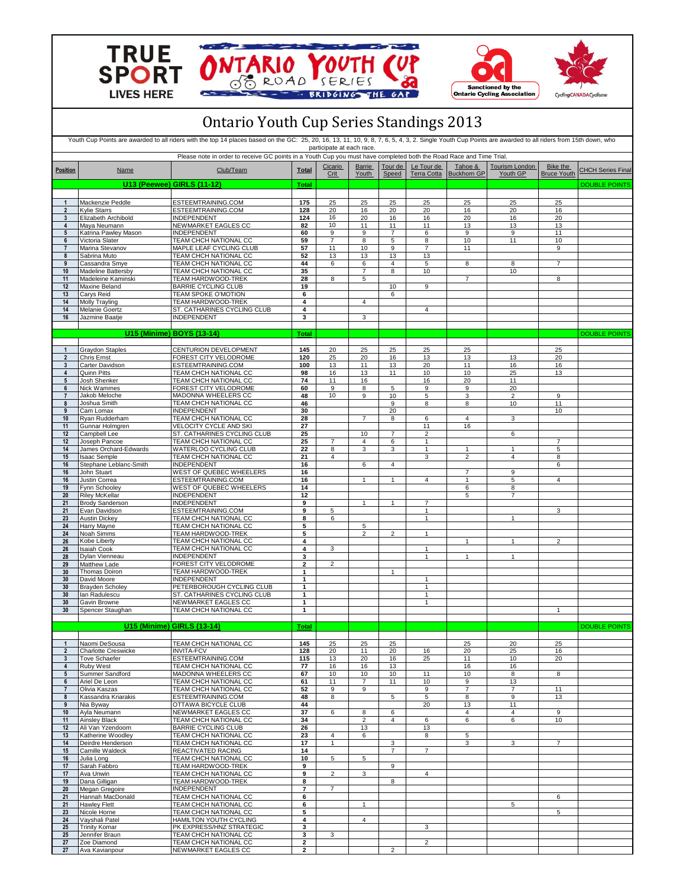# Ontario Youth Cup Series Standings 2013

Youth Cup Points are awarded to all riders with the top 14 places based on the GC: 25, 20, 16, 13, 11, 10, 9, 8, 7, 6, 5, 4, 3, 2. Single Youth Cup Points are awarded to all riders from 15th down, who participate at each race.

Please note in order to receive GC points in a Youth Cup you must have completed both the Road Race and Time Trial.

| Position | Name | Club/Team | Total | Cicario Crit | Barrie Youth | Tour de Speed | Le Tour de Terra Cotta | Tahoe & Buckhorn GP | Tourism London Youth GP | Bike the Bruce Youth | CHCH Series Final |
|---|---|---|---|---|---|---|---|---|---|---|---|
| | **U13 (Peewee) GIRLS (11-12)** | | **Total** | | | | | | | | DOUBLE POINTS |
| 1 | Mackenzie Peddle | ESTEEMTRAINING.COM | 175 | 25 | 25 | 25 | 25 | 25 | 25 | 25 | |
| 2 | Kylie Starrs | ESTEEMTRAINING.COM | 128 | 20 | 16 | 20 | 20 | 16 | 20 | 16 | |
| 3 | Elizabeth Archibold | INDEPENDENT | 124 | 16 | 20 | 16 | 16 | 20 | 16 | 20 | |
| 4 | Maya Neumann | NEWMARKET EAGLES CC | 82 | 10 | 11 | 11 | 11 | 13 | 13 | 13 | |
| 5 | Katrina Pawley Mason | INDEPENDENT | 60 | 9 | 9 | 7 | 6 | 9 | 9 | 11 | |
| 6 | Victoria Slater | TEAM CHCH NATIONAL CC | 59 | 7 | 8 | 5 | 8 | 10 | 11 | 10 | |
| 7 | Marina Stevanov | MAPLE LEAF CYCLING CLUB | 57 | 11 | 10 | 9 | 7 | 11 | | 9 | |
| 8 | Sabrina Muto | TEAM CHCH NATIONAL CC | 52 | 13 | 13 | 13 | 13 | | | | |
| 9 | Cassandra Smye | TEAM CHCH NATIONAL CC | 44 | 6 | 6 | 4 | 5 | 8 | 8 | 7 | |
| 10 | Madeline Battersby | TEAM CHCH NATIONAL CC | 35 | | 7 | 8 | 10 | | 10 | | |
| 11 | Madeleine Kaminski | TEAM HARDWOOD-TREK | 28 | 8 | 5 | | | 7 | | 8 | |
| 12 | Maxine Beland | BARRIE CYCLING CLUB | 19 | | | 10 | 9 | | | | |
| 13 | Carys Reid | TEAM SPOKE O'MOTION | 6 | | | 6 | | | | | |
| 14 | Molly Trayling | TEAM HARDWOOD-TREK | 4 | | 4 | | | | | | |
| 14 | Melanie Goertz | ST. CATHARINES CYCLING CLUB | 4 | | | | 4 | | | | |
| 16 | Jazmine Baatje | INDEPENDENT | 3 | | 3 | | | | | | |
| | **U15 (Minime) BOYS (13-14)** | | **Total** | | | | | | | | DOUBLE POINTS |
| 1 | Graydon Staples | CENTURION DEVELOPMENT | 145 | 20 | 25 | 25 | 25 | 25 | | 25 | |
| 2 | Chris Ernst | FOREST CITY VELODROME | 120 | 25 | 20 | 16 | 13 | 13 | 13 | 20 | |
| 3 | Carter Davidson | ESTEEMTRAINING.COM | 100 | 13 | 11 | 13 | 20 | 11 | 16 | 16 | |
| 4 | Quinn Pitts | TEAM CHCH NATIONAL CC | 98 | 16 | 13 | 11 | 10 | 10 | 25 | 13 | |
| 5 | Josh Shenker | TEAM CHCH NATIONAL CC | 74 | 11 | 16 | | 16 | 20 | 11 | | |
| 6 | Nick Wammes | FOREST CITY VELODROME | 60 | 9 | 8 | 5 | 9 | 9 | 20 | | |
| 7 | Jakob Meloche | MADONNA WHEELERS CC | 48 | 10 | 9 | 10 | 5 | 3 | 2 | 9 | |
| 8 | Joshua Smith | TEAM CHCH NATIONAL CC | 46 | | | 9 | 8 | 8 | 10 | 11 | |
| 9 | Cam Lomax | INDEPENDENT | 30 | | | 20 | | | | 10 | |
| 10 | Ryan Rudderham | TEAM CHCH NATIONAL CC | 28 | | 7 | 8 | 6 | 4 | 3 | | |
| 11 | Gunnar Holmgren | VELOCITY CYCLE AND SKI | 27 | | | | 11 | 16 | | | |
| 12 | Campbell Lee | ST. CATHARINES CYCLING CLUB | 25 | | 10 | 7 | 2 | | 6 | | |
| 12 | Joseph Pancoe | TEAM CHCH NATIONAL CC | 25 | 7 | 4 | 6 | 1 | | | 7 | |
| 14 | James Orchard-Edwards | WATERLOO CYCLING CLUB | 22 | 8 | 3 | 3 | 1 | 1 | 1 | 5 | |
| 15 | Isaac Semple | TEAM CHCH NATIONAL CC | 21 | 4 | | | 3 | 2 | 4 | 8 | |
| 16 | Stephane Leblanc-Smith | INDEPENDENT | 16 | | 6 | 4 | | | | 6 | |
| 16 | John Stuart | WEST OF QUEBEC WHEELERS | 16 | | | | | 7 | 9 | | |
| 16 | Justin Correa | ESTEEMTRAINING.COM | 16 | | 1 | 1 | 4 | 1 | 5 | 4 | |
| 19 | Fynn Schooley | WEST OF QUEBEC WHEELERS | 14 | | | | | 6 | 8 | | |
| 20 | Riley McKellar | INDEPENDENT | 12 | | | | | 5 | 7 | | |
| 21 | Brody Sanderson | INDEPENDENT | 9 | | 1 | 1 | 7 | | | | |
| 21 | Evan Davidson | ESTEEMTRAINING.COM | 9 | 5 | | | 1 | | | 3 | |
| 23 | Austin Dickey | TEAM CHCH NATIONAL CC | 8 | 6 | | | 1 | | 1 | | |
| 24 | Harry Mayne | TEAM CHCH NATIONAL CC | 5 | | 5 | | | | | | |
| 24 | Noah Simms | TEAM HARDWOOD-TREK | 5 | | 2 | 2 | 1 | | | | |
| 26 | Kobe Liberty | TEAM CHCH NATIONAL CC | 4 | | | | | 1 | 1 | 2 | |
| 26 | Isaiah Cook | TEAM CHCH NATIONAL CC | 4 | 3 | | | 1 | | | | |
| 28 | Dylan Vienneau | INDEPENDENT | 3 | | | | 1 | 1 | 1 | | |
| 29 | Matthew Lade | FOREST CITY VELODROME | 2 | 2 | | | | | | | |
| 30 | Thomas Doiron | TEAM HARDWOOD-TREK | 1 | | | 1 | | | | | |
| 30 | David Moore | INDEPENDENT | 1 | | | | 1 | | | | |
| 30 | Brayden Scholey | PETERBOROUGH CYCLING CLUB | 1 | | | | 1 | | | | |
| 30 | Ian Radulescu | ST. CATHARINES CYCLING CLUB | 1 | | | | 1 | | | | |
| 30 | Gavin Browne | NEWMARKET EAGLES CC | 1 | | | | 1 | | | | |
| 30 | Spencer Staughan | TEAM CHCH NATIONAL CC | 1 | | | | | | | 1 | |
| | **U15 (Minime) GIRLS (13-14)** | | **Total** | | | | | | | | DOUBLE POINTS |
| 1 | Naomi DeSousa | TEAM CHCH NATIONAL CC | 145 | 25 | 25 | 25 | | 25 | 20 | 25 | |
| 2 | Charlotte Creswicke | INVITA-FCV | 128 | 20 | 11 | 20 | 16 | 20 | 25 | 16 | |
| 3 | Tove Schaefer | ESTEEMTRAINING.COM | 115 | 13 | 20 | 16 | 25 | 11 | 10 | 20 | |
| 4 | Ruby West | TEAM CHCH NATIONAL CC | 77 | 16 | 16 | 13 | | 16 | 16 | | |
| 5 | Summer Sandford | MADONNA WHEELERS CC | 67 | 10 | 10 | 10 | 11 | 10 | 8 | 8 | |
| 6 | Ariel De Leon | TEAM CHCH NATIONAL CC | 61 | 11 | 7 | 11 | 10 | 9 | 13 | | |
| 7 | Olivia Kaszas | TEAM CHCH NATIONAL CC | 52 | 9 | 9 | | 9 | 7 | 7 | 11 | |
| 8 | Kassandra Kriarakis | ESTEEMTRAINING.COM | 48 | 8 | | 5 | 5 | 8 | 9 | 13 | |
| 9 | Nia Byway | OTTAWA BICYCLE CLUB | 44 | | | | 20 | 13 | 11 | | |
| 10 | Ayla Neumann | NEWMARKET EAGLES CC | 37 | 6 | 8 | 6 | | 4 | 4 | 9 | |
| 11 | Ainsley Black | TEAM CHCH NATIONAL CC | 34 | | 2 | 4 | 6 | 6 | 6 | 10 | |
| 12 | Ali Van Yzendoorn | BARRIE CYCLING CLUB | 26 | | 13 | | 13 | | | | |
| 13 | Katherine Woodley | TEAM CHCH NATIONAL CC | 23 | 4 | 6 | | 8 | 5 | | | |
| 14 | Deirdre Henderson | TEAM CHCH NATIONAL CC | 17 | 1 | | 3 | | 3 | 3 | 7 | |
| 15 | Camille Waldeck | REACTIVATED RACING | 14 | | | 7 | 7 | | | | |
| 16 | Julia Long | TEAM CHCH NATIONAL CC | 10 | 5 | 5 | | | | | | |
| 17 | Sarah Fabbro | TEAM HARDWOOD-TREK | 9 | | | 9 | | | | | |
| 17 | Ava Unwin | TEAM CHCH NATIONAL CC | 9 | 2 | 3 | | 4 | | | | |
| 19 | Dana Gilligan | TEAM HARDWOOD-TREK | 8 | | | 8 | | | | | |
| 20 | Megan Gregoire | INDEPENDENT | 7 | 7 | | | | | | | |
| 21 | Hannah MacDonald | TEAM CHCH NATIONAL CC | 6 | | | | | | | 6 | |
| 21 | Hawley Flett | TEAM CHCH NATIONAL CC | 6 | | 1 | | | | 5 | | |
| 23 | Nicole Horne | TEAM CHCH NATIONAL CC | 5 | | | | | | | 5 | |
| 24 | Vayshali Patel | HAMILTON YOUTH CYCLING | 4 | | 4 | | | | | | |
| 25 | Trinity Komar | PK EXPRESS/HNZ STRATEGIC | 3 | | | | 3 | | | | |
| 25 | Jennifer Braun | TEAM CHCH NATIONAL CC | 3 | 3 | | | | | | | |
| 27 | Zoe Diamond | TEAM CHCH NATIONAL CC | 2 | | | | 2 | | | | |
| 27 | Ava Kavianpour | NEWMARKET EAGLES CC | 2 | | | 2 | | | | | |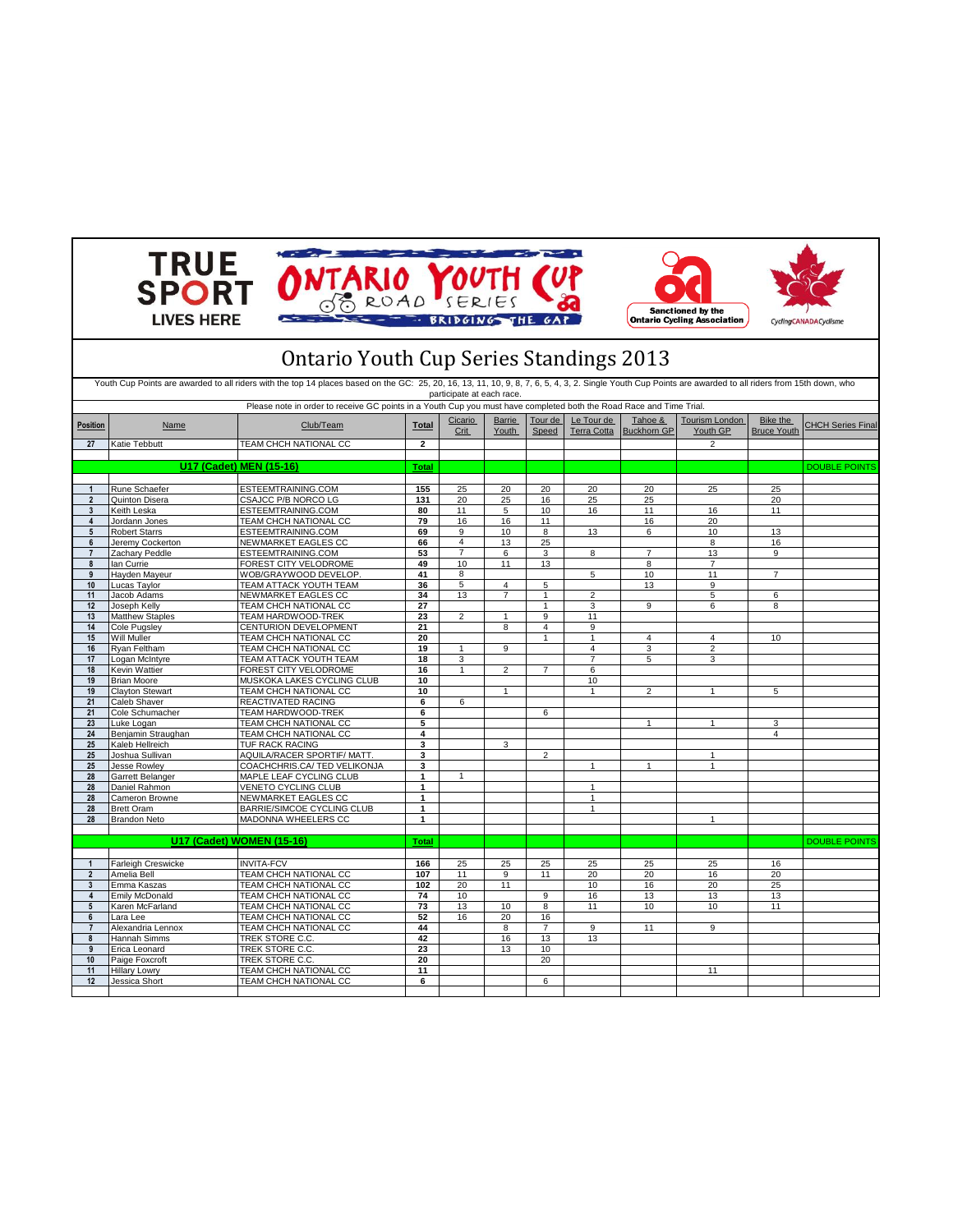TRUE SPORT LIVES HERE

ONTARIO YOUTH CUP ROAD SERIES BRIDGING THE GAP

Sanctioned by the Ontario Cycling Association

CyclingCANADACyclisme

# Ontario Youth Cup Series Standings 2013

Youth Cup Points are awarded to all riders with the top 14 places based on the GC: 25, 20, 16, 13, 11, 10, 9, 8, 7, 6, 5, 4, 3, 2. Single Youth Cup Points are awarded to all riders from 15th down, who participate at each race.

Please note in order to receive GC points in a Youth Cup you must have completed both the Road Race and Time Trial.

| Position | Name | Club/Team | Total | Cicario Crit | Barrie Youth | Tour de Speed | Le Tour de Terra Cotta | Tahoe & Buckhorn GP | Tourism London Youth GP | Bike the Bruce Youth | CHCH Series Final |
|---|---|---|---|---|---|---|---|---|---|---|---|
| 27 | Katie Tebbutt | TEAM CHCH NATIONAL CC | 2 | | | | | | 2 | | |
| | **U17 (Cadet) MEN (15-16)** | | **Total** | | | | | | | | DOUBLE POINTS |
| 1 | Rune Schaefer | ESTEEMTRAINING.COM | 155 | 25 | 20 | 20 | 20 | 20 | 25 | 25 | |
| 2 | Quinton Disera | CSAJCC P/B NORCO LG | 131 | 20 | 25 | 16 | 25 | 25 | | 20 | |
| 3 | Keith Leska | ESTEEMTRAINING.COM | 80 | 11 | 5 | 10 | 16 | 11 | 16 | 11 | |
| 4 | Jordann Jones | TEAM CHCH NATIONAL CC | 79 | 16 | 16 | 11 | | 16 | 20 | | |
| 5 | Robert Starrs | ESTEEMTRAINING.COM | 69 | 9 | 10 | 8 | 13 | 6 | 10 | 13 | |
| 6 | Jeremy Cockerton | NEWMARKET EAGLES CC | 66 | 4 | 13 | 25 | | | 8 | 16 | |
| 7 | Zachary Peddle | ESTEEMTRAINING.COM | 53 | 7 | 6 | 3 | 8 | 7 | 13 | 9 | |
| 8 | Ian Currie | FOREST CITY VELODROME | 49 | 10 | 11 | 13 | | 8 | 7 | | |
| 9 | Hayden Mayeur | WOB/GRAYWOOD DEVELOP. | 41 | 8 | | | 5 | 10 | 11 | 7 | |
| 10 | Lucas Taylor | TEAM ATTACK YOUTH TEAM | 36 | 5 | 4 | 5 | | 13 | 9 | | |
| 11 | Jacob Adams | NEWMARKET EAGLES CC | 34 | 13 | 7 | 1 | 2 | | 5 | 6 | |
| 12 | Joseph Kelly | TEAM CHCH NATIONAL CC | 27 | | | 1 | 3 | 9 | 6 | 8 | |
| 13 | Matthew Staples | TEAM HARDWOOD-TREK | 23 | 2 | 1 | 9 | 11 | | | | |
| 14 | Cole Pugsley | CENTURION DEVELOPMENT | 21 | | 8 | 4 | 9 | | | | |
| 15 | Will Muller | TEAM CHCH NATIONAL CC | 20 | | | 1 | 1 | 4 | 4 | 10 | |
| 16 | Ryan Feltham | TEAM CHCH NATIONAL CC | 19 | 1 | 9 | | 4 | 3 | 2 | | |
| 17 | Logan McIntyre | TEAM ATTACK YOUTH TEAM | 18 | 3 | | | 7 | 5 | 3 | | |
| 18 | Kevin Wattier | FOREST CITY VELODROME | 16 | 1 | 2 | 7 | 6 | | | | |
| 19 | Brian Moore | MUSKOKA LAKES CYCLING CLUB | 10 | | | | 10 | | | | |
| 19 | Clayton Stewart | TEAM CHCH NATIONAL CC | 10 | | 1 | | 1 | 2 | 1 | 5 | |
| 21 | Caleb Shaver | REACTIVATED RACING | 6 | 6 | | | | | | | |
| 21 | Cole Schumacher | TEAM HARDWOOD-TREK | 6 | | | 6 | | | | | |
| 23 | Luke Logan | TEAM CHCH NATIONAL CC | 5 | | | | | 1 | 1 | 3 | |
| 24 | Benjamin Straughan | TEAM CHCH NATIONAL CC | 4 | | | | | | | 4 | |
| 25 | Kaleb Hellreich | TUF RACK RACING | 3 | | 3 | | | | | | |
| 25 | Joshua Sullivan | AQUILA/RACER SPORTIF/ MATT. | 3 | | | 2 | | | 1 | | |
| 25 | Jesse Rowley | COACHCHRIS.CA/ TED VELIKONJA | 3 | | | | 1 | 1 | 1 | | |
| 28 | Garrett Belanger | MAPLE LEAF CYCLING CLUB | 1 | 1 | | | | | | | |
| 28 | Daniel Rahmon | VENETO CYCLING CLUB | 1 | | | | 1 | | | | |
| 28 | Cameron Browne | NEWMARKET EAGLES CC | 1 | | | | 1 | | | | |
| 28 | Brett Oram | BARRIE/SIMCOE CYCLING CLUB | 1 | | | | 1 | | | | |
| 28 | Brandon Neto | MADONNA WHEELERS CC | 1 | | | | | | 1 | | |
| | **U17 (Cadet) WOMEN (15-16)** | | **Total** | | | | | | | | DOUBLE POINTS |
| 1 | Farleigh Creswicke | INVITA-FCV | 166 | 25 | 25 | 25 | 25 | 25 | 25 | 16 | |
| 2 | Amelia Bell | TEAM CHCH NATIONAL CC | 107 | 11 | 9 | 11 | 20 | 20 | 16 | 20 | |
| 3 | Emma Kaszas | TEAM CHCH NATIONAL CC | 102 | 20 | 11 | | 10 | 16 | 20 | 25 | |
| 4 | Emily McDonald | TEAM CHCH NATIONAL CC | 74 | | | 9 | 16 | 13 | 13 | 13 | |
| 5 | Karen McFarland | TEAM CHCH NATIONAL CC | 73 | 13 | 10 | 8 | 11 | 10 | 10 | 11 | |
| 6 | Lara Lee | TEAM CHCH NATIONAL CC | 52 | 16 | 20 | 16 | | | | | |
| 7 | Alexandria Lennox | TEAM CHCH NATIONAL CC | 44 | | 8 | 7 | 9 | 11 | 9 | | |
| 8 | Hannah Simms | TREK STORE C.C. | 42 | | 16 | 13 | 13 | | | | |
| 9 | Erica Leonard | TREK STORE C.C. | 23 | | 13 | 10 | | | | | |
| 10 | Paige Foxcroft | TREK STORE C.C. | 20 | | | 20 | | | | | |
| 11 | Hillary Lowry | TEAM CHCH NATIONAL CC | 11 | | | | | | 11 | | |
| 12 | Jessica Short | TEAM CHCH NATIONAL CC | 6 | | | 6 | | | | | |